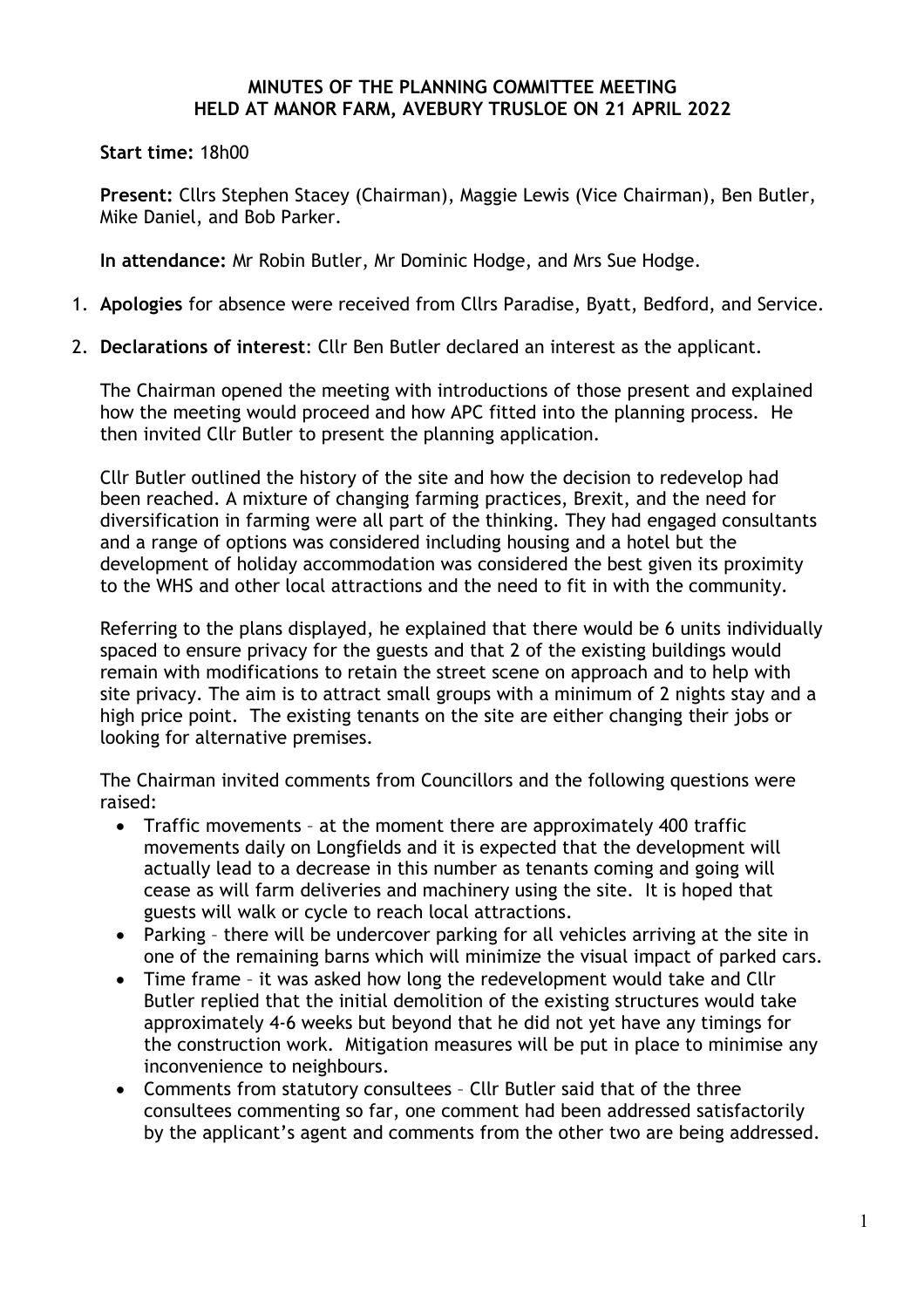**MINUTES OF THE PLANNING COMMITTEE MEETING HELD AT MANOR FARM, AVEBURY TRUSLOE ON 21 APRIL 2022**

**Start time:** 18h00

**Present:** Cllrs Stephen Stacey (Chairman), Maggie Lewis (Vice Chairman), Ben Butler, Mike Daniel, and Bob Parker.

**In attendance:** Mr Robin Butler, Mr Dominic Hodge, and Mrs Sue Hodge.

1. **Apologies** for absence were received from Cllrs Paradise, Byatt, Bedford, and Service.

2. **Declarations of interest**: Cllr Ben Butler declared an interest as the applicant.

The Chairman opened the meeting with introductions of those present and explained how the meeting would proceed and how APC fitted into the planning process. He then invited Cllr Butler to present the planning application.

Cllr Butler outlined the history of the site and how the decision to redevelop had been reached. A mixture of changing farming practices, Brexit, and the need for diversification in farming were all part of the thinking. They had engaged consultants and a range of options was considered including housing and a hotel but the development of holiday accommodation was considered the best given its proximity to the WHS and other local attractions and the need to fit in with the community.

Referring to the plans displayed, he explained that there would be 6 units individually spaced to ensure privacy for the guests and that 2 of the existing buildings would remain with modifications to retain the street scene on approach and to help with site privacy. The aim is to attract small groups with a minimum of 2 nights stay and a high price point. The existing tenants on the site are either changing their jobs or looking for alternative premises.

The Chairman invited comments from Councillors and the following questions were raised:

- Traffic movements – at the moment there are approximately 400 traffic movements daily on Longfields and it is expected that the development will actually lead to a decrease in this number as tenants coming and going will cease as will farm deliveries and machinery using the site. It is hoped that guests will walk or cycle to reach local attractions.
- Parking – there will be undercover parking for all vehicles arriving at the site in one of the remaining barns which will minimize the visual impact of parked cars.
- Time frame – it was asked how long the redevelopment would take and Cllr Butler replied that the initial demolition of the existing structures would take approximately 4-6 weeks but beyond that he did not yet have any timings for the construction work. Mitigation measures will be put in place to minimise any inconvenience to neighbours.
- Comments from statutory consultees – Cllr Butler said that of the three consultees commenting so far, one comment had been addressed satisfactorily by the applicant's agent and comments from the other two are being addressed.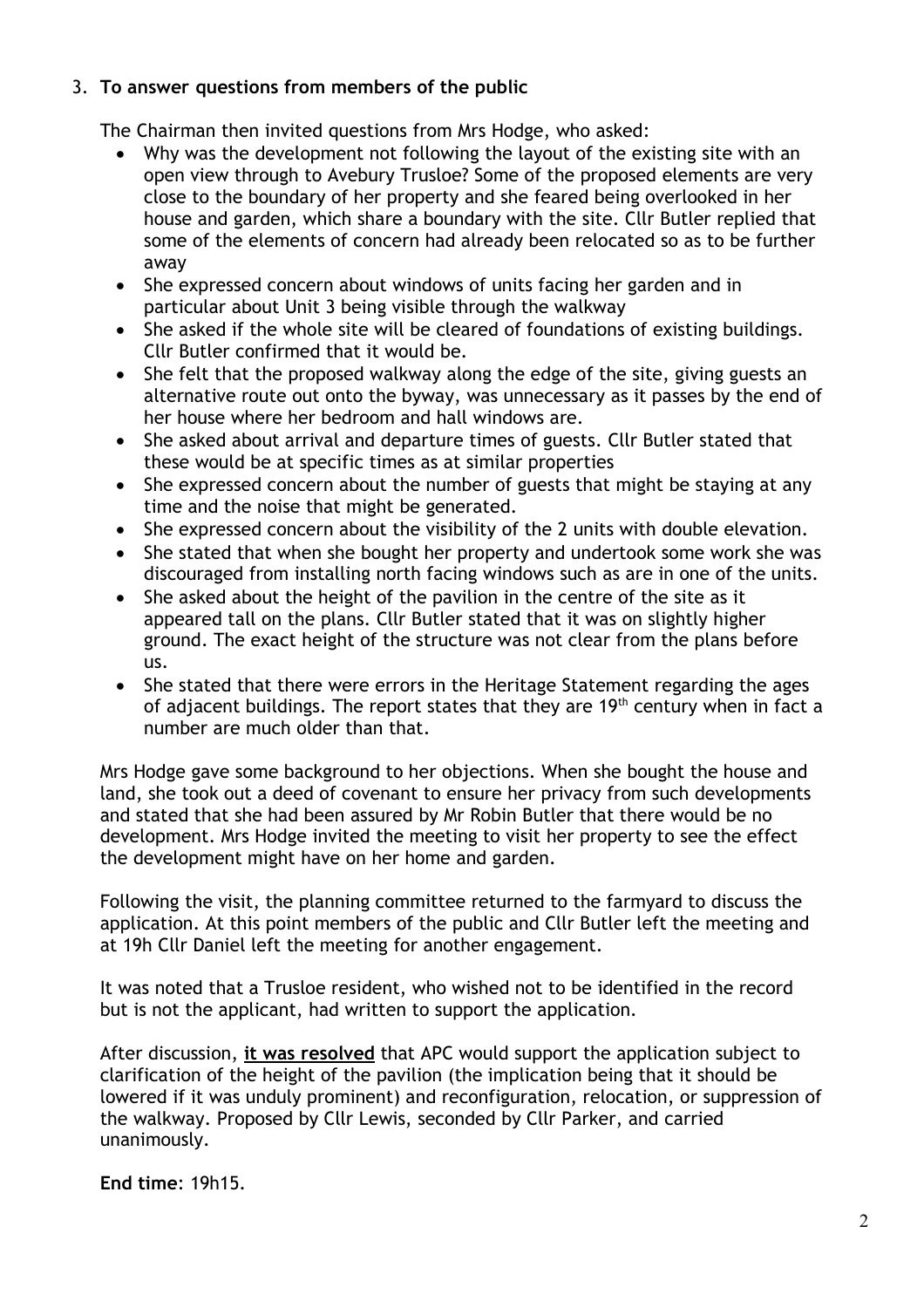3. **To answer questions from members of the public**

   The Chairman then invited questions from Mrs Hodge, who asked:

   - Why was the development not following the layout of the existing site with an open view through to Avebury Trusloe? Some of the proposed elements are very close to the boundary of her property and she feared being overlooked in her house and garden, which share a boundary with the site. Cllr Butler replied that some of the elements of concern had already been relocated so as to be further away
   - She expressed concern about windows of units facing her garden and in particular about Unit 3 being visible through the walkway
   - She asked if the whole site will be cleared of foundations of existing buildings. Cllr Butler confirmed that it would be.
   - She felt that the proposed walkway along the edge of the site, giving guests an alternative route out onto the byway, was unnecessary as it passes by the end of her house where her bedroom and hall windows are.
   - She asked about arrival and departure times of guests. Cllr Butler stated that these would be at specific times as at similar properties
   - She expressed concern about the number of guests that might be staying at any time and the noise that might be generated.
   - She expressed concern about the visibility of the 2 units with double elevation.
   - She stated that when she bought her property and undertook some work she was discouraged from installing north facing windows such as are in one of the units.
   - She asked about the height of the pavilion in the centre of the site as it appeared tall on the plans. Cllr Butler stated that it was on slightly higher ground. The exact height of the structure was not clear from the plans before us.
   - She stated that there were errors in the Heritage Statement regarding the ages of adjacent buildings. The report states that they are 19th century when in fact a number are much older than that.

   Mrs Hodge gave some background to her objections. When she bought the house and land, she took out a deed of covenant to ensure her privacy from such developments and stated that she had been assured by Mr Robin Butler that there would be no development. Mrs Hodge invited the meeting to visit her property to see the effect the development might have on her home and garden.

   Following the visit, the planning committee returned to the farmyard to discuss the application. At this point members of the public and Cllr Butler left the meeting and at 19h Cllr Daniel left the meeting for another engagement.

   It was noted that a Trusloe resident, who wished not to be identified in the record but is not the applicant, had written to support the application.

   After discussion, **it was resolved** that APC would support the application subject to clarification of the height of the pavilion (the implication being that it should be lowered if it was unduly prominent) and reconfiguration, relocation, or suppression of the walkway. Proposed by Cllr Lewis, seconded by Cllr Parker, and carried unanimously.

   **End time**: 19h15.